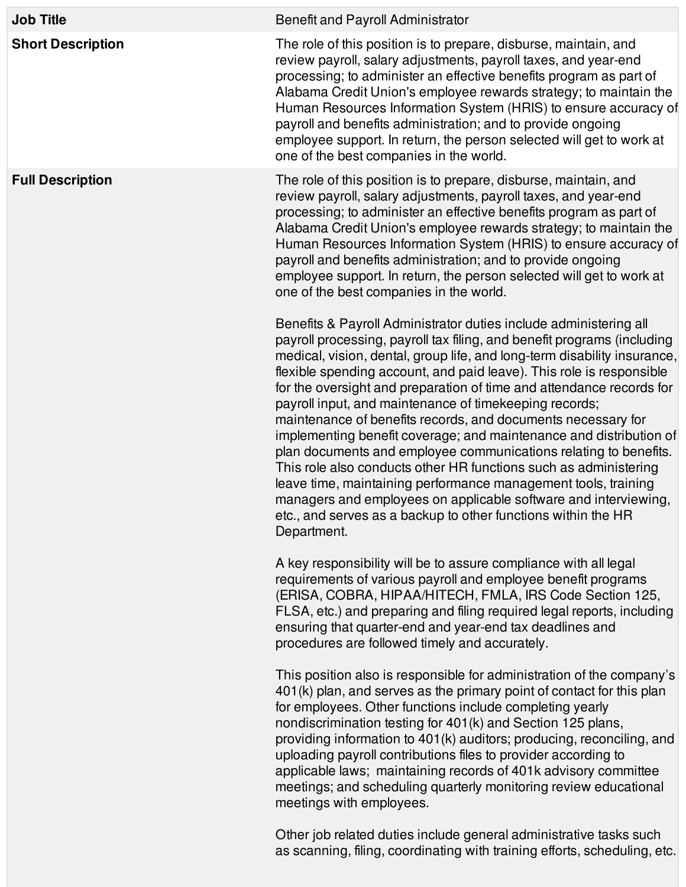| **Job Title** | Benefit and Payroll Administrator |
|---|---|
| **Short Description** | The role of this position is to prepare, disburse, maintain, and review payroll, salary adjustments, payroll taxes, and year-end processing; to administer an effective benefits program as part of Alabama Credit Union's employee rewards strategy; to maintain the Human Resources Information System (HRIS) to ensure accuracy of payroll and benefits administration; and to provide ongoing employee support. In return, the person selected will get to work at one of the best companies in the world. |
| **Full Description** | The role of this position is to prepare, disburse, maintain, and review payroll, salary adjustments, payroll taxes, and year-end processing; to administer an effective benefits program as part of Alabama Credit Union's employee rewards strategy; to maintain the Human Resources Information System (HRIS) to ensure accuracy of payroll and benefits administration; and to provide ongoing employee support. In return, the person selected will get to work at one of the best companies in the world.<br><br>Benefits & Payroll Administrator duties include administering all payroll processing, payroll tax filing, and benefit programs (including medical, vision, dental, group life, and long-term disability insurance, flexible spending account, and paid leave). This role is responsible for the oversight and preparation of time and attendance records for payroll input, and maintenance of timekeeping records; maintenance of benefits records, and documents necessary for implementing benefit coverage; and maintenance and distribution of plan documents and employee communications relating to benefits. This role also conducts other HR functions such as administering leave time, maintaining performance management tools, training managers and employees on applicable software and interviewing, etc., and serves as a backup to other functions within the HR Department.<br><br>A key responsibility will be to assure compliance with all legal requirements of various payroll and employee benefit programs (ERISA, COBRA, HIPAA/HITECH, FMLA, IRS Code Section 125, FLSA, etc.) and preparing and filing required legal reports, including ensuring that quarter-end and year-end tax deadlines and procedures are followed timely and accurately.<br><br>This position also is responsible for administration of the company's 401(k) plan, and serves as the primary point of contact for this plan for employees. Other functions include completing yearly nondiscrimination testing for 401(k) and Section 125 plans, providing information to 401(k) auditors; producing, reconciling, and uploading payroll contributions files to provider according to applicable laws; maintaining records of 401k advisory committee meetings; and scheduling quarterly monitoring review educational meetings with employees.<br><br>Other job related duties include general administrative tasks such as scanning, filing, coordinating with training efforts, scheduling, etc. |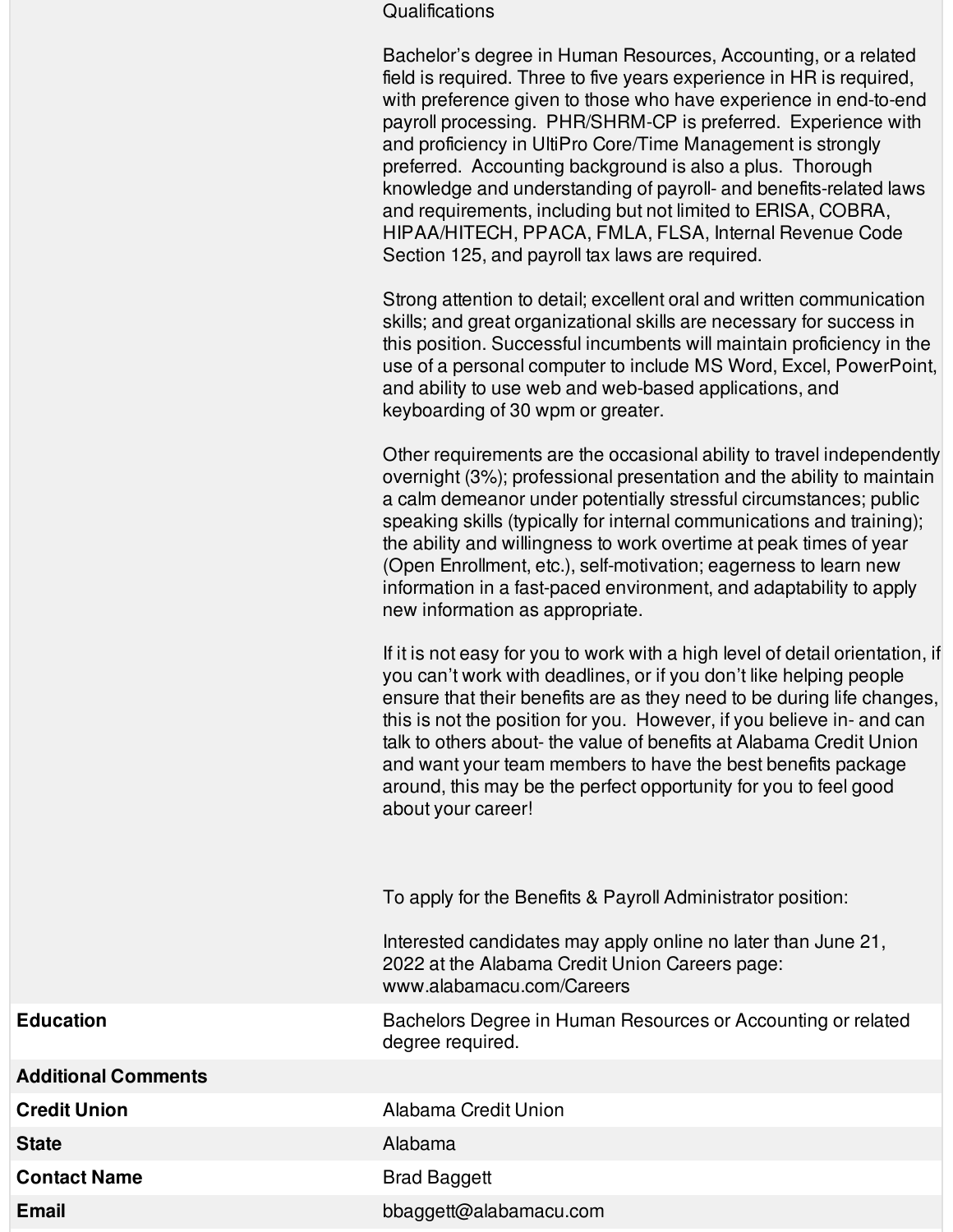Qualifications

Bachelor's degree in Human Resources, Accounting, or a related field is required. Three to five years experience in HR is required, with preference given to those who have experience in end-to-end payroll processing. PHR/SHRM-CP is preferred. Experience with and proficiency in UltiPro Core/Time Management is strongly preferred. Accounting background is also a plus. Thorough knowledge and understanding of payroll- and benefits-related laws and requirements, including but not limited to ERISA, COBRA, HIPAA/HITECH, PPACA, FMLA, FLSA, Internal Revenue Code Section 125, and payroll tax laws are required.

Strong attention to detail; excellent oral and written communication skills; and great organizational skills are necessary for success in this position. Successful incumbents will maintain proficiency in the use of a personal computer to include MS Word, Excel, PowerPoint, and ability to use web and web-based applications, and keyboarding of 30 wpm or greater.

Other requirements are the occasional ability to travel independently overnight (3%); professional presentation and the ability to maintain a calm demeanor under potentially stressful circumstances; public speaking skills (typically for internal communications and training); the ability and willingness to work overtime at peak times of year (Open Enrollment, etc.), self-motivation; eagerness to learn new information in a fast-paced environment, and adaptability to apply new information as appropriate.

If it is not easy for you to work with a high level of detail orientation, if you can't work with deadlines, or if you don't like helping people ensure that their benefits are as they need to be during life changes, this is not the position for you. However, if you believe in- and can talk to others about- the value of benefits at Alabama Credit Union and want your team members to have the best benefits package around, this may be the perfect opportunity for you to feel good about your career!

To apply for the Benefits & Payroll Administrator position:

Interested candidates may apply online no later than June 21, 2022 at the Alabama Credit Union Careers page: www.alabamacu.com/Careers

| | |
|---|---|
| **Education** | Bachelors Degree in Human Resources or Accounting or related degree required. |
| **Additional Comments** | |
| **Credit Union** | Alabama Credit Union |
| **State** | Alabama |
| **Contact Name** | Brad Baggett |
| **Email** | bbaggett@alabamacu.com |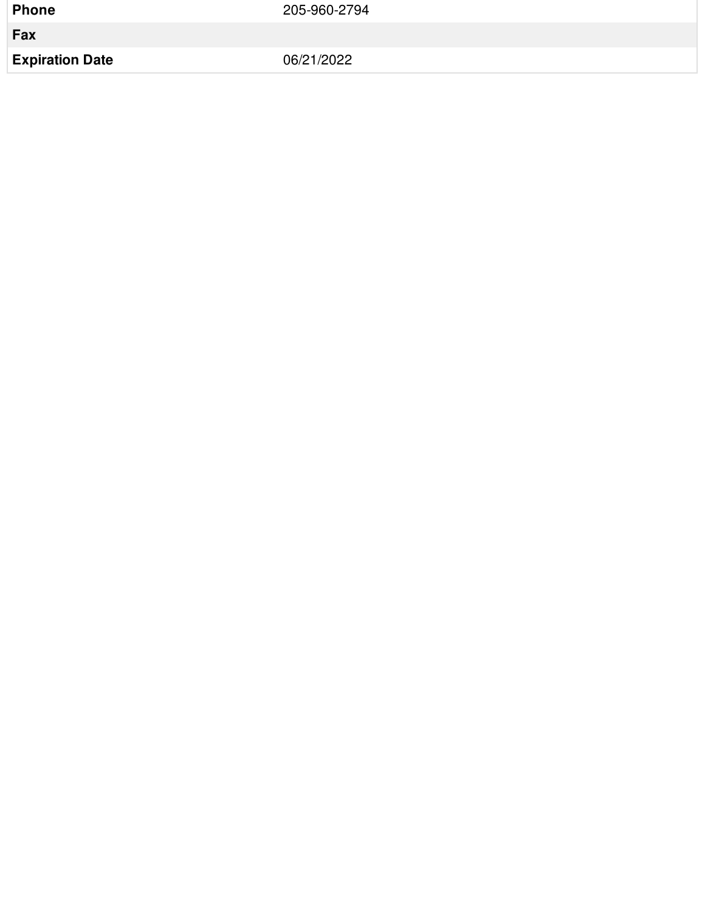| | |
|---|---|
| **Phone** | 205-960-2794 |
| **Fax** | |
| **Expiration Date** | 06/21/2022 |